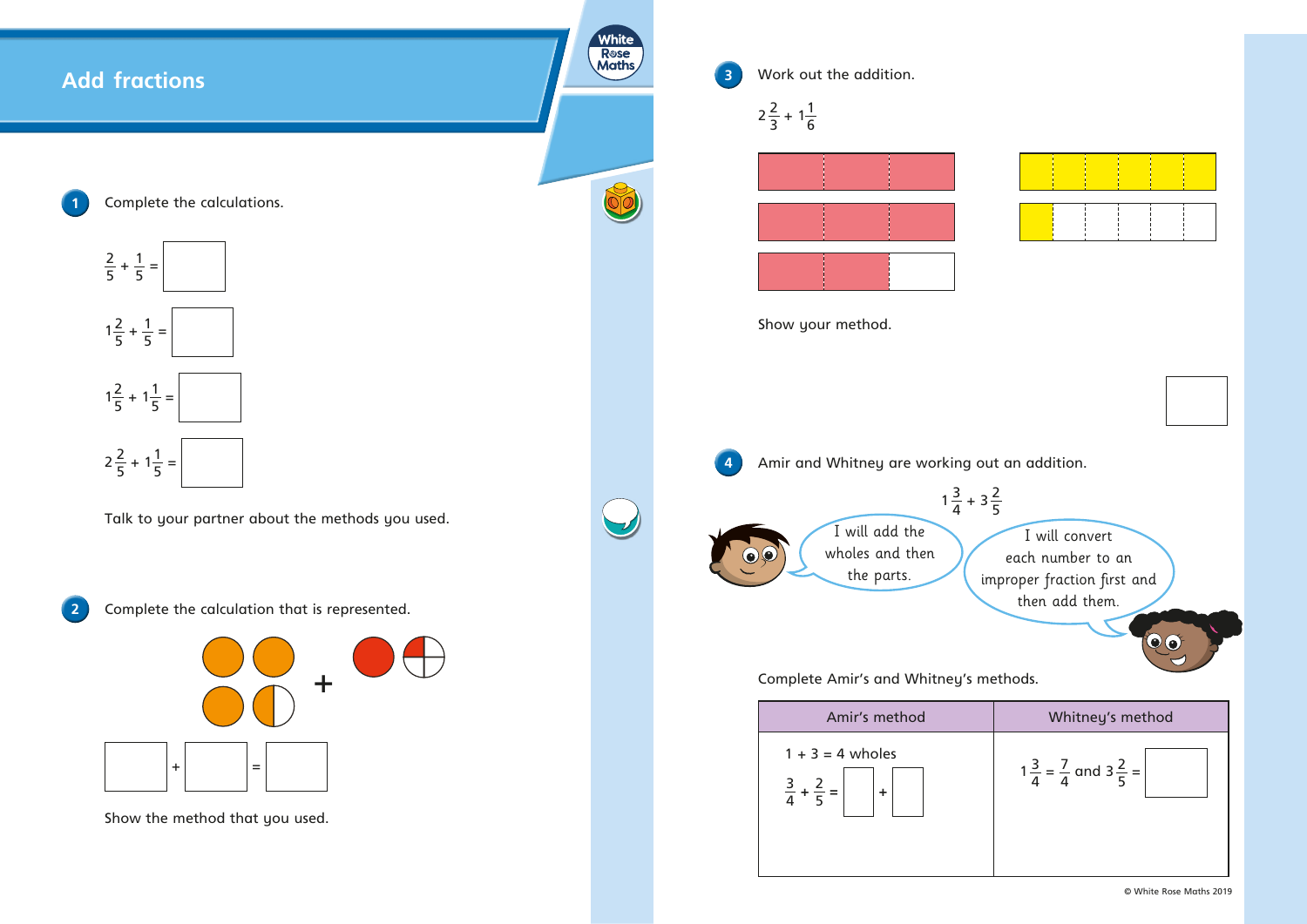# Add fractions

**1** Complete the calculations.

$\frac{2}{5} + \frac{1}{5} =$ ☐

$1\frac{2}{5} + \frac{1}{5} =$ ☐

$1\frac{2}{5} + 1\frac{1}{5} =$ ☐

$2\frac{2}{5} + 1\frac{1}{5} =$ ☐

Talk to your partner about the methods you used.

**2** Complete the calculation that is represented.

☐ + ☐ = ☐

Show the method that you used.

**3** Work out the addition.

$2\frac{2}{3} + 1\frac{1}{6}$

Show your method.

☐

**4** Amir and Whitney are working out an addition.

$1\frac{3}{4} + 3\frac{2}{5}$

Amir: I will add the wholes and then the parts.

Whitney: I will convert each number to an improper fraction first and then add them.

Complete Amir's and Whitney's methods.

| Amir's method | Whitney's method |
|---|---|
| 1 + 3 = 4 wholes<br>$\frac{3}{4} + \frac{2}{5} =$ ☐ + ☐ | $1\frac{3}{4} = \frac{7}{4}$ and $3\frac{2}{5} =$ ☐ |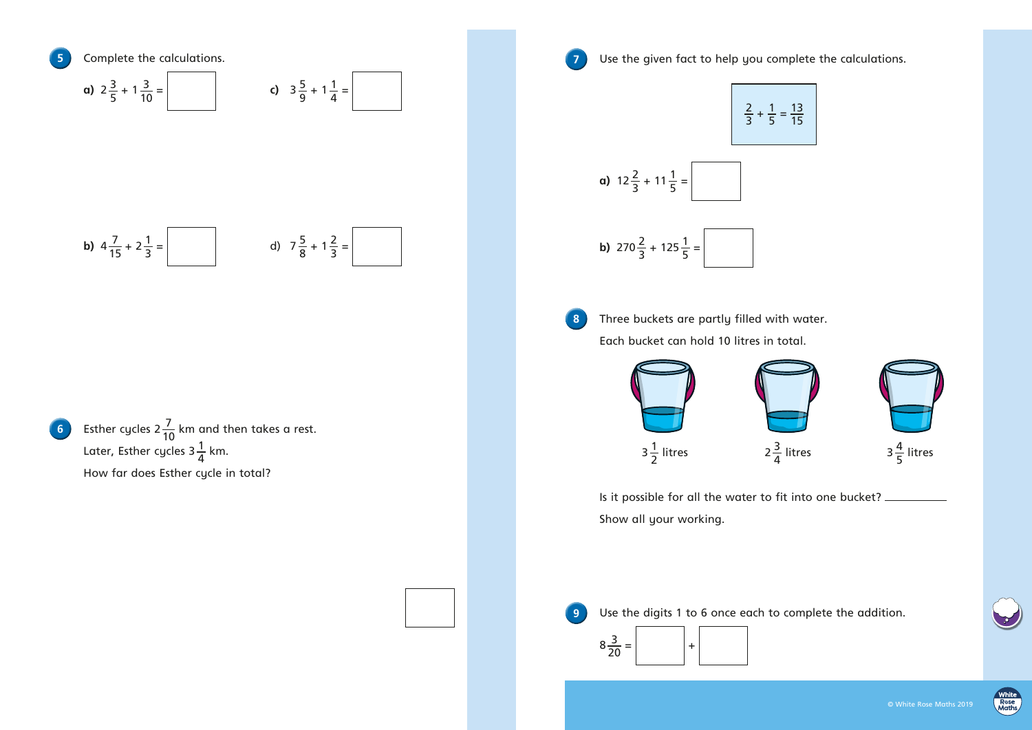**5** Complete the calculations.

a) $2\frac{3}{5} + 1\frac{3}{10} =$ ☐

c) $3\frac{5}{9} + 1\frac{1}{4} =$ ☐

b) $4\frac{7}{15} + 2\frac{1}{3} =$ ☐

d) $7\frac{5}{8} + 1\frac{2}{3} =$ ☐

**6** Esther cycles $2\frac{7}{10}$ km and then takes a rest.

Later, Esther cycles $3\frac{1}{4}$ km.

How far does Esther cycle in total?

☐

**7** Use the given fact to help you complete the calculations.

$$\frac{2}{3} + \frac{1}{5} = \frac{13}{15}$$

a) $12\frac{2}{3} + 11\frac{1}{5} =$ ☐

b) $270\frac{2}{3} + 125\frac{1}{5} =$ ☐

**8** Three buckets are partly filled with water.

Each bucket can hold 10 litres in total.

$3\frac{1}{2}$ litres

$2\frac{3}{4}$ litres

$3\frac{4}{5}$ litres

Is it possible for all the water to fit into one bucket? ________

Show all your working.

**9** Use the digits 1 to 6 once each to complete the addition.

$8\frac{3}{20} =$ ☐ + ☐